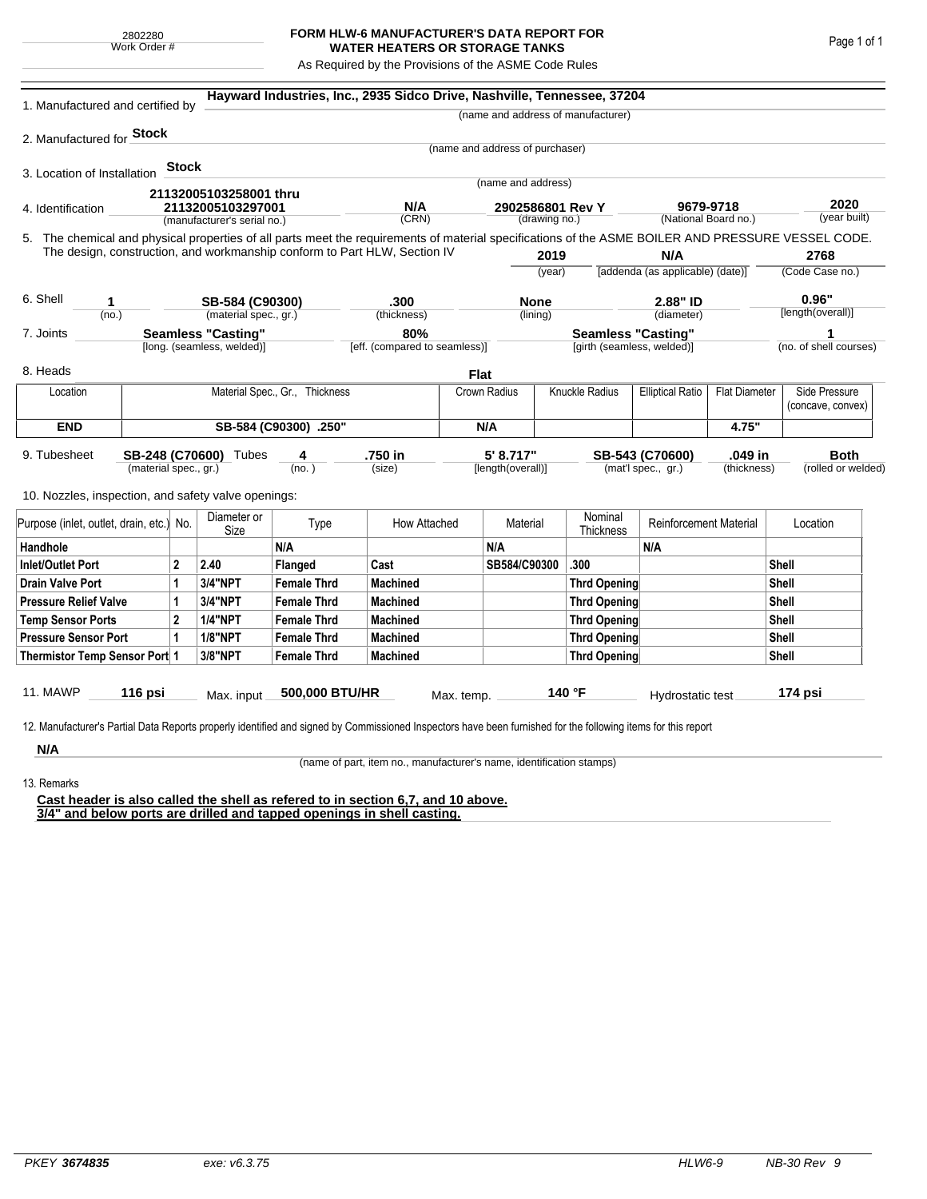2802280
Work Order #

# FORM HLW-6 MANUFACTURER'S DATA REPORT FOR WATER HEATERS OR STORAGE TANKS

As Required by the Provisions of the ASME Code Rules

1. Manufactured and certified by **Hayward Industries, Inc., 2935 Sidco Drive, Nashville, Tennessee, 37204**
(name and address of manufacturer)

2. Manufactured for **Stock**
(name and address of purchaser)

3. Location of Installation **Stock**
(name and address)

4. Identification **21132005103258001 thru 21132005103297001** (manufacturer's serial no.) **N/A** (CRN) **2902586801 Rev Y** (drawing no.) **9679-9718** (National Board no.) **2020** (year built)

5. The chemical and physical properties of all parts meet the requirements of material specifications of the ASME BOILER AND PRESSURE VESSEL CODE. The design, construction, and workmanship conform to Part HLW, Section IV **2019** (year) **N/A** [addenda (as applicable) (date)] **2768** (Code Case no.)

6. Shell **1** (no.) **SB-584 (C90300)** (material spec., gr.) **.300** (thickness) **None** (lining) **2.88" ID** (diameter) **0.96"** [length(overall)]

7. Joints **Seamless "Casting"** [long. (seamless, welded)] **80%** [eff. (compared to seamless)] **Seamless "Casting"** [girth (seamless, welded)] **1** (no. of shell courses)

8. Heads **Flat**

| Location | Material Spec., Gr., Thickness | Crown Radius | Knuckle Radius | Elliptical Ratio | Flat Diameter | Side Pressure (concave, convex) |
|---|---|---|---|---|---|---|
| **END** | **SB-584 (C90300) .250"** | **N/A** | | | **4.75"** | |

9. Tubesheet **SB-248 (C70600)** (material spec., gr.) Tubes **4** (no.) **.750 in** (size) **5' 8.717"** [length(overall)] **SB-543 (C70600)** (mat'l spec., gr.) **.049 in** (thickness) **Both** (rolled or welded)

10. Nozzles, inspection, and safety valve openings:

| Purpose (inlet, outlet, drain, etc.) | No. | Diameter or Size | Type | How Attached | Material | Nominal Thickness | Reinforcement Material | Location |
|---|---|---|---|---|---|---|---|---|
| **Handhole** | | | **N/A** | | **N/A** | | **N/A** | |
| **Inlet/Outlet Port** | **2** | **2.40** | **Flanged** | **Cast** | **SB584/C90300** | **.300** | | **Shell** |
| **Drain Valve Port** | **1** | **3/4"NPT** | **Female Thrd** | **Machined** | | **Thrd Opening** | | **Shell** |
| **Pressure Relief Valve** | **1** | **3/4"NPT** | **Female Thrd** | **Machined** | | **Thrd Opening** | | **Shell** |
| **Temp Sensor Ports** | **2** | **1/4"NPT** | **Female Thrd** | **Machined** | | **Thrd Opening** | | **Shell** |
| **Pressure Sensor Port** | **1** | **1/8"NPT** | **Female Thrd** | **Machined** | | **Thrd Opening** | | **Shell** |
| **Thermistor Temp Sensor Port** | **1** | **3/8"NPT** | **Female Thrd** | **Machined** | | **Thrd Opening** | | **Shell** |

11. MAWP **116 psi** Max. input **500,000 BTU/HR** Max. temp. **140 °F** Hydrostatic test **174 psi**

12. Manufacturer's Partial Data Reports properly identified and signed by Commissioned Inspectors have been furnished for the following items for this report

**N/A**
(name of part, item no., manufacturer's name, identification stamps)

13. Remarks

**Cast header is also called the shell as refered to in section 6,7, and 10 above.**
**3/4" and below ports are drilled and tapped openings in shell casting.**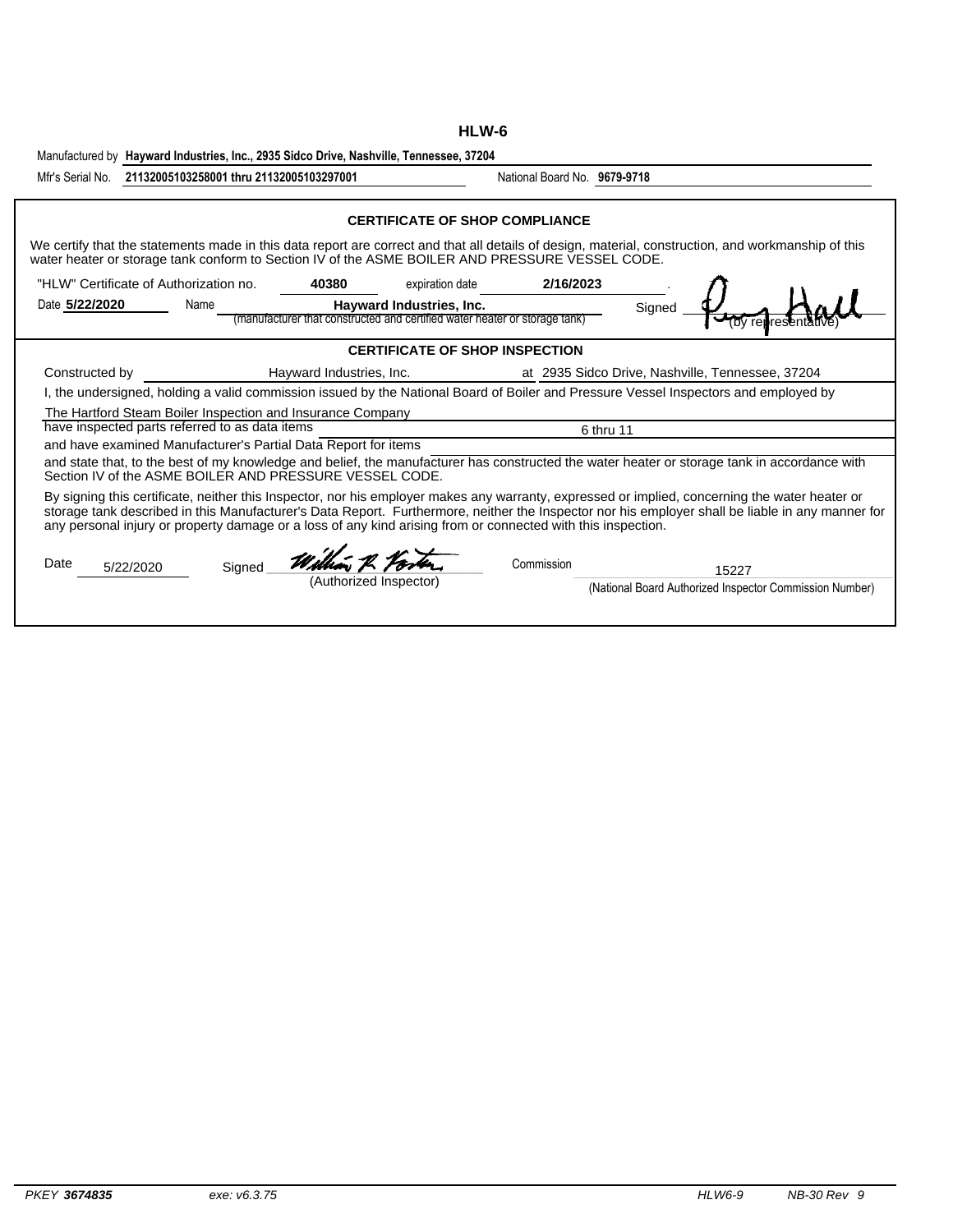# HLW-6

Manufactured by **Hayward Industries, Inc., 2935 Sidco Drive, Nashville, Tennessee, 37204**

Mfr's Serial No. **21132005103258001 thru 21132005103297001** National Board No. **9679-9718**

## CERTIFICATE OF SHOP COMPLIANCE

We certify that the statements made in this data report are correct and that all details of design, material, construction, and workmanship of this water heater or storage tank conform to Section IV of the ASME BOILER AND PRESSURE VESSEL CODE.

"HLW" Certificate of Authorization no. **40380** expiration date **2/16/2023**.

Date **5/22/2020** Name **Hayward Industries, Inc.** (manufacturer that constructed and certified water heater or storage tank) Signed (by representative)

## CERTIFICATE OF SHOP INSPECTION

Constructed by Hayward Industries, Inc. at 2935 Sidco Drive, Nashville, Tennessee, 37204

I, the undersigned, holding a valid commission issued by the National Board of Boiler and Pressure Vessel Inspectors and employed by The Hartford Steam Boiler Inspection and Insurance Company have inspected parts referred to as data items 6 thru 11 and have examined Manufacturer's Partial Data Report for items

and state that, to the best of my knowledge and belief, the manufacturer has constructed the water heater or storage tank in accordance with Section IV of the ASME BOILER AND PRESSURE VESSEL CODE.

By signing this certificate, neither this Inspector, nor his employer makes any warranty, expressed or implied, concerning the water heater or storage tank described in this Manufacturer's Data Report. Furthermore, neither the Inspector nor his employer shall be liable in any manner for any personal injury or property damage or a loss of any kind arising from or connected with this inspection.

Date 5/22/2020 Signed (Authorized Inspector) Commission 15227 (National Board Authorized Inspector Commission Number)

*PKEY* ***3674835*** *exe: v6.3.75* *HLW6-9* *NB-30 Rev 9*